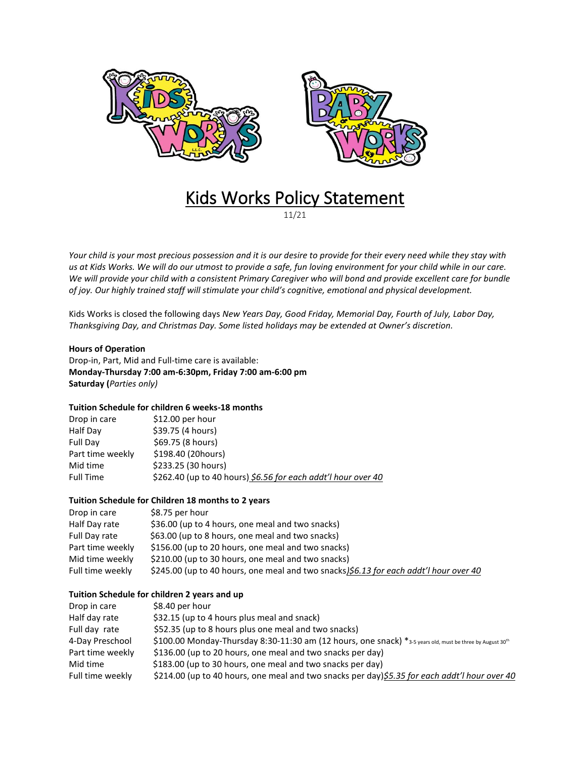# Kids Works Policy Statement

11/21

*Your child is your most precious possession and it is our desire to provide for their every need while they stay with us at Kids Works. We will do our utmost to provide a safe, fun loving environment for your child while in our care. We will provide your child with a consistent Primary Caregiver who will bond and provide excellent care for bundle of joy. Our highly trained staff will stimulate your child's cognitive, emotional and physical development.*

Kids Works is closed the following days *New Years Day, Good Friday, Memorial Day, Fourth of July, Labor Day, Thanksgiving Day, and Christmas Day. Some listed holidays may be extended at Owner's discretion.*

**Hours of Operation**

Drop-in, Part, Mid and Full-time care is available:
**Monday-Thursday 7:00 am-6:30pm, Friday 7:00 am-6:00 pm**
**Saturday (***Parties only)*

**Tuition Schedule for children 6 weeks-18 months**

| | |
|---|---|
| Drop in care | $12.00 per hour |
| Half Day | $39.75 (4 hours) |
| Full Day | $69.75 (8 hours) |
| Part time weekly | $198.40 (20hours) |
| Mid time | $233.25 (30 hours) |
| Full Time | $262.40 (up to 40 hours) *$6.56 for each addt'l hour over 40* |

**Tuition Schedule for Children 18 months to 2 years**

| | |
|---|---|
| Drop in care | $8.75 per hour |
| Half Day rate | $36.00 (up to 4 hours, one meal and two snacks) |
| Full Day rate | $63.00 (up to 8 hours, one meal and two snacks) |
| Part time weekly | $156.00 (up to 20 hours, one meal and two snacks) |
| Mid time weekly | $210.00 (up to 30 hours, one meal and two snacks) |
| Full time weekly | $245.00 (up to 40 hours, one meal and two snacks)*$6.13 for each addt'l hour over 40* |

**Tuition Schedule for children 2 years and up**

| | |
|---|---|
| Drop in care | $8.40 per hour |
| Half day rate | $32.15 (up to 4 hours plus meal and snack) |
| Full day rate | $52.35 (up to 8 hours plus one meal and two snacks) |
| 4-Day Preschool | $100.00 Monday-Thursday 8:30-11:30 am (12 hours, one snack) *3-5 years old, must be three by August 30th |
| Part time weekly | $136.00 (up to 20 hours, one meal and two snacks per day) |
| Mid time | $183.00 (up to 30 hours, one meal and two snacks per day) |
| Full time weekly | $214.00 (up to 40 hours, one meal and two snacks per day)*$5.35 for each addt'l hour over 40* |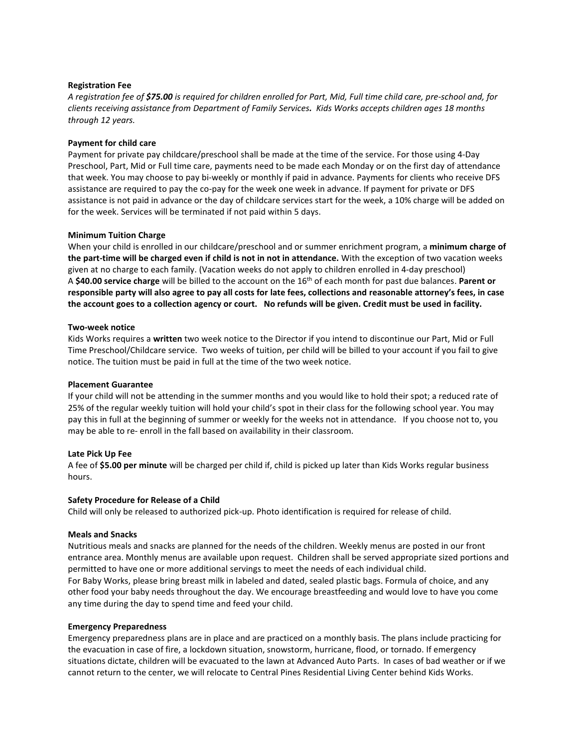**Registration Fee**

*A registration fee of **$75.00** is required for children enrolled for Part, Mid, Full time child care, pre-school and, for clients receiving assistance from Department of Family Services**.** Kids Works accepts children ages 18 months through 12 years.*

**Payment for child care**

Payment for private pay childcare/preschool shall be made at the time of the service. For those using 4-Day Preschool, Part, Mid or Full time care, payments need to be made each Monday or on the first day of attendance that week. You may choose to pay bi-weekly or monthly if paid in advance. Payments for clients who receive DFS assistance are required to pay the co-pay for the week one week in advance. If payment for private or DFS assistance is not paid in advance or the day of childcare services start for the week, a 10% charge will be added on for the week. Services will be terminated if not paid within 5 days.

**Minimum Tuition Charge**

When your child is enrolled in our childcare/preschool and or summer enrichment program, a **minimum charge of the part-time will be charged even if child is not in not in attendance.** With the exception of two vacation weeks given at no charge to each family. (Vacation weeks do not apply to children enrolled in 4-day preschool) A **$40.00 service charge** will be billed to the account on the 16th of each month for past due balances. **Parent or responsible party will also agree to pay all costs for late fees, collections and reasonable attorney's fees, in case the account goes to a collection agency or court. No refunds will be given. Credit must be used in facility.**

**Two-week notice**

Kids Works requires a **written** two week notice to the Director if you intend to discontinue our Part, Mid or Full Time Preschool/Childcare service. Two weeks of tuition, per child will be billed to your account if you fail to give notice. The tuition must be paid in full at the time of the two week notice.

**Placement Guarantee**

If your child will not be attending in the summer months and you would like to hold their spot; a reduced rate of 25% of the regular weekly tuition will hold your child's spot in their class for the following school year. You may pay this in full at the beginning of summer or weekly for the weeks not in attendance. If you choose not to, you may be able to re- enroll in the fall based on availability in their classroom.

**Late Pick Up Fee**

A fee of **$5.00 per minute** will be charged per child if, child is picked up later than Kids Works regular business hours.

**Safety Procedure for Release of a Child**

Child will only be released to authorized pick-up. Photo identification is required for release of child.

**Meals and Snacks**

Nutritious meals and snacks are planned for the needs of the children. Weekly menus are posted in our front entrance area. Monthly menus are available upon request. Children shall be served appropriate sized portions and permitted to have one or more additional servings to meet the needs of each individual child.
For Baby Works, please bring breast milk in labeled and dated, sealed plastic bags. Formula of choice, and any other food your baby needs throughout the day. We encourage breastfeeding and would love to have you come any time during the day to spend time and feed your child.

**Emergency Preparedness**

Emergency preparedness plans are in place and are practiced on a monthly basis. The plans include practicing for the evacuation in case of fire, a lockdown situation, snowstorm, hurricane, flood, or tornado. If emergency situations dictate, children will be evacuated to the lawn at Advanced Auto Parts. In cases of bad weather or if we cannot return to the center, we will relocate to Central Pines Residential Living Center behind Kids Works.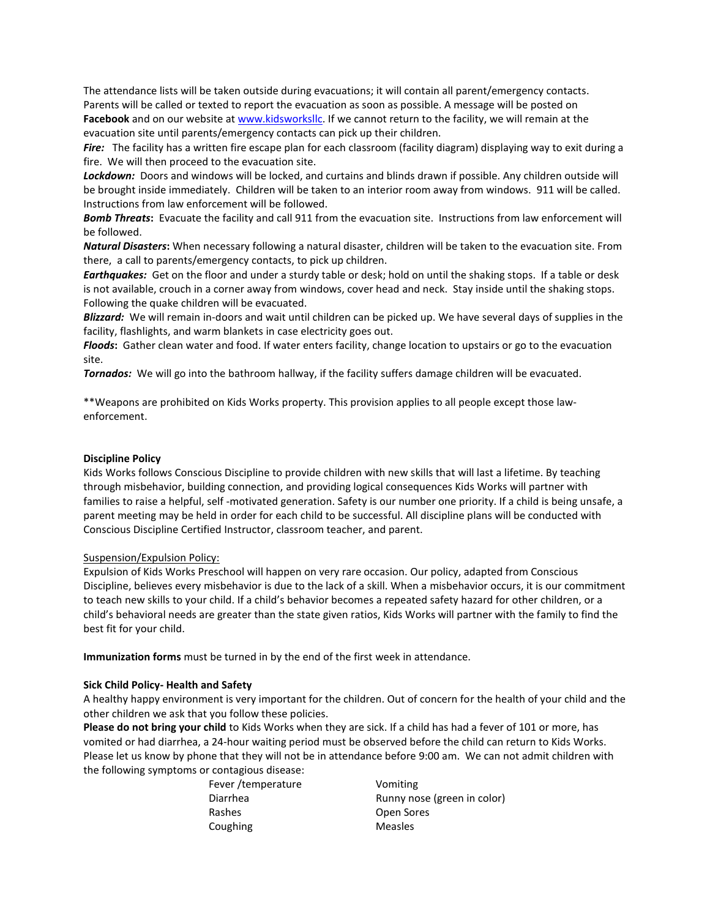The attendance lists will be taken outside during evacuations; it will contain all parent/emergency contacts. Parents will be called or texted to report the evacuation as soon as possible. A message will be posted on **Facebook** and on our website at www.kidsworksllc. If we cannot return to the facility, we will remain at the evacuation site until parents/emergency contacts can pick up their children.

***Fire:*** The facility has a written fire escape plan for each classroom (facility diagram) displaying way to exit during a fire. We will then proceed to the evacuation site.

***Lockdown:*** Doors and windows will be locked, and curtains and blinds drawn if possible. Any children outside will be brought inside immediately. Children will be taken to an interior room away from windows. 911 will be called. Instructions from law enforcement will be followed.

***Bomb Threats*****:** Evacuate the facility and call 911 from the evacuation site. Instructions from law enforcement will be followed.

***Natural Disasters*****:** When necessary following a natural disaster, children will be taken to the evacuation site. From there, a call to parents/emergency contacts, to pick up children.

***Earthquakes:*** Get on the floor and under a sturdy table or desk; hold on until the shaking stops. If a table or desk is not available, crouch in a corner away from windows, cover head and neck. Stay inside until the shaking stops. Following the quake children will be evacuated.

***Blizzard:*** We will remain in-doors and wait until children can be picked up. We have several days of supplies in the facility, flashlights, and warm blankets in case electricity goes out.

***Floods*****:** Gather clean water and food. If water enters facility, change location to upstairs or go to the evacuation site.

***Tornados:*** We will go into the bathroom hallway, if the facility suffers damage children will be evacuated.

**Weapons are prohibited on Kids Works property. This provision applies to all people except those law-enforcement.

**Discipline Policy**

Kids Works follows Conscious Discipline to provide children with new skills that will last a lifetime. By teaching through misbehavior, building connection, and providing logical consequences Kids Works will partner with families to raise a helpful, self -motivated generation. Safety is our number one priority. If a child is being unsafe, a parent meeting may be held in order for each child to be successful. All discipline plans will be conducted with Conscious Discipline Certified Instructor, classroom teacher, and parent.

<u>Suspension/Expulsion Policy:</u>

Expulsion of Kids Works Preschool will happen on very rare occasion. Our policy, adapted from Conscious Discipline, believes every misbehavior is due to the lack of a skill. When a misbehavior occurs, it is our commitment to teach new skills to your child. If a child's behavior becomes a repeated safety hazard for other children, or a child's behavioral needs are greater than the state given ratios, Kids Works will partner with the family to find the best fit for your child.

**Immunization forms** must be turned in by the end of the first week in attendance.

**Sick Child Policy- Health and Safety**

A healthy happy environment is very important for the children. Out of concern for the health of your child and the other children we ask that you follow these policies.

**Please do not bring your child** to Kids Works when they are sick. If a child has had a fever of 101 or more, has vomited or had diarrhea, a 24-hour waiting period must be observed before the child can return to Kids Works. Please let us know by phone that they will not be in attendance before 9:00 am. We can not admit children with the following symptoms or contagious disease:

- Fever /temperature
- Diarrhea
- Rashes
- Coughing
- Vomiting
- Runny nose (green in color)
- Open Sores
- Measles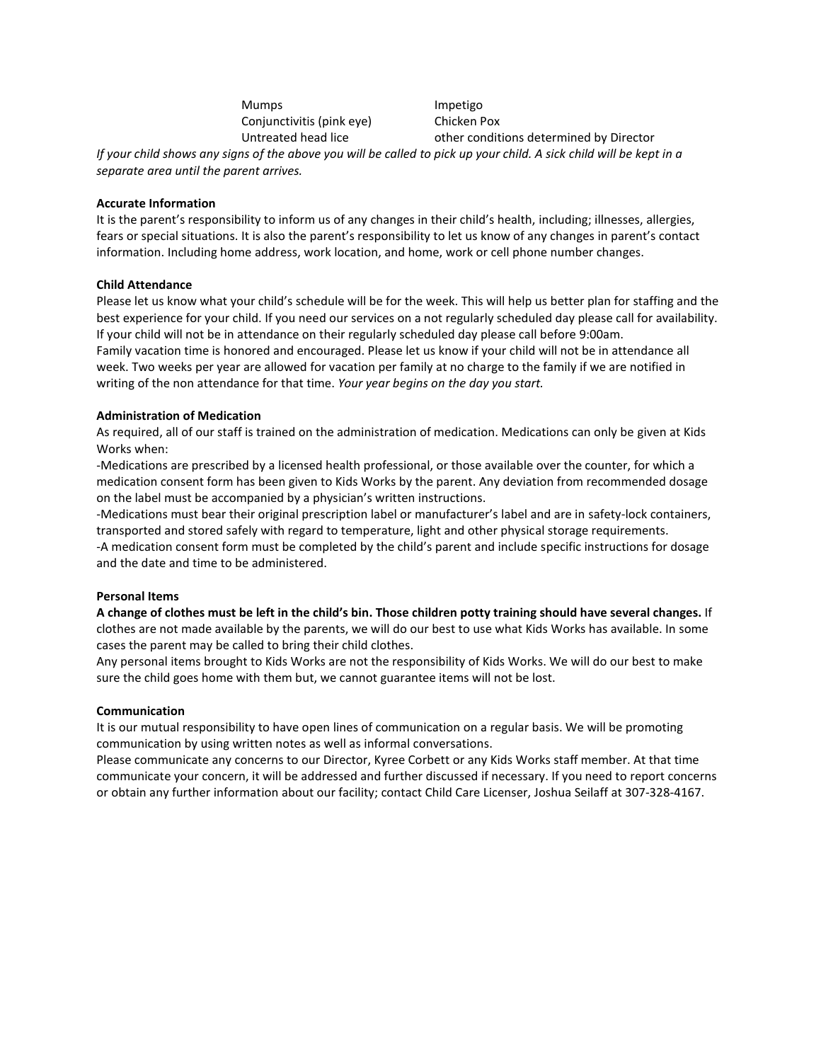| | |
| --- | --- |
| Mumps | Impetigo |
| Conjunctivitis (pink eye) | Chicken Pox |
| Untreated head lice | other conditions determined by Director |

*If your child shows any signs of the above you will be called to pick up your child. A sick child will be kept in a separate area until the parent arrives.*

**Accurate Information**

It is the parent's responsibility to inform us of any changes in their child's health, including; illnesses, allergies, fears or special situations. It is also the parent's responsibility to let us know of any changes in parent's contact information. Including home address, work location, and home, work or cell phone number changes.

**Child Attendance**

Please let us know what your child's schedule will be for the week. This will help us better plan for staffing and the best experience for your child. If you need our services on a not regularly scheduled day please call for availability. If your child will not be in attendance on their regularly scheduled day please call before 9:00am.
Family vacation time is honored and encouraged. Please let us know if your child will not be in attendance all week. Two weeks per year are allowed for vacation per family at no charge to the family if we are notified in writing of the non attendance for that time. *Your year begins on the day you start.*

**Administration of Medication**

As required, all of our staff is trained on the administration of medication. Medications can only be given at Kids Works when:

-Medications are prescribed by a licensed health professional, or those available over the counter, for which a medication consent form has been given to Kids Works by the parent. Any deviation from recommended dosage on the label must be accompanied by a physician's written instructions.

-Medications must bear their original prescription label or manufacturer's label and are in safety-lock containers, transported and stored safely with regard to temperature, light and other physical storage requirements.

-A medication consent form must be completed by the child's parent and include specific instructions for dosage and the date and time to be administered.

**Personal Items**

**A change of clothes must be left in the child's bin. Those children potty training should have several changes.** If clothes are not made available by the parents, we will do our best to use what Kids Works has available. In some cases the parent may be called to bring their child clothes.
Any personal items brought to Kids Works are not the responsibility of Kids Works. We will do our best to make sure the child goes home with them but, we cannot guarantee items will not be lost.

**Communication**

It is our mutual responsibility to have open lines of communication on a regular basis. We will be promoting communication by using written notes as well as informal conversations.
Please communicate any concerns to our Director, Kyree Corbett or any Kids Works staff member. At that time communicate your concern, it will be addressed and further discussed if necessary. If you need to report concerns or obtain any further information about our facility; contact Child Care Licenser, Joshua Seilaff at 307-328-4167.